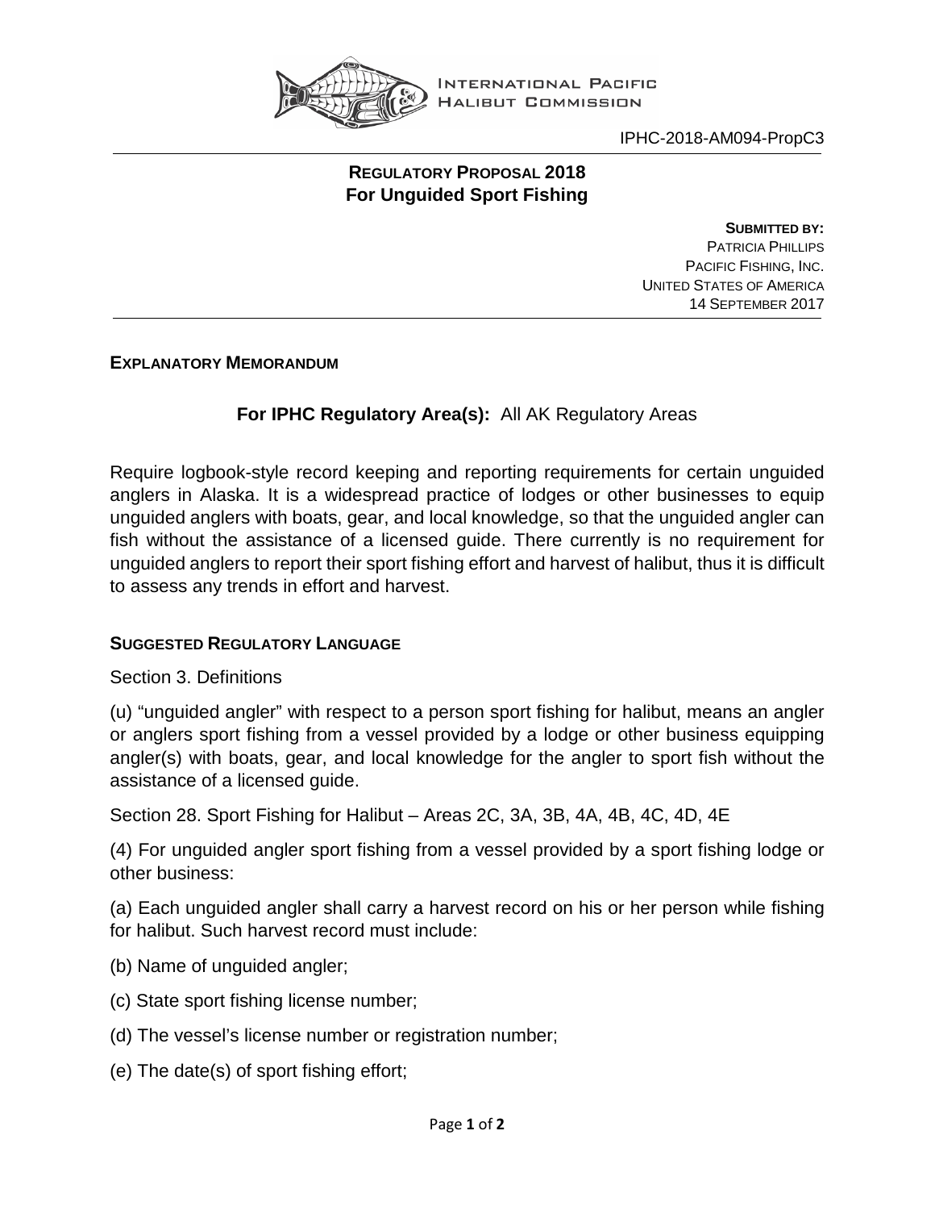INTERNATIONAL PACIFIC HALIBUT COMMISSION

IPHC-2018-AM094-PropC3

## REGULATORY PROPOSAL 2018
## For Unguided Sport Fishing

**SUBMITTED BY:**
PATRICIA PHILLIPS
PACIFIC FISHING, INC.
UNITED STATES OF AMERICA
14 SEPTEMBER 2017

### EXPLANATORY MEMORANDUM

**For IPHC Regulatory Area(s):** All AK Regulatory Areas

Require logbook-style record keeping and reporting requirements for certain unguided anglers in Alaska. It is a widespread practice of lodges or other businesses to equip unguided anglers with boats, gear, and local knowledge, so that the unguided angler can fish without the assistance of a licensed guide. There currently is no requirement for unguided anglers to report their sport fishing effort and harvest of halibut, thus it is difficult to assess any trends in effort and harvest.

### SUGGESTED REGULATORY LANGUAGE

Section 3. Definitions

(u) "unguided angler" with respect to a person sport fishing for halibut, means an angler or anglers sport fishing from a vessel provided by a lodge or other business equipping angler(s) with boats, gear, and local knowledge for the angler to sport fish without the assistance of a licensed guide.

Section 28. Sport Fishing for Halibut – Areas 2C, 3A, 3B, 4A, 4B, 4C, 4D, 4E

(4) For unguided angler sport fishing from a vessel provided by a sport fishing lodge or other business:

(a) Each unguided angler shall carry a harvest record on his or her person while fishing for halibut. Such harvest record must include:

(b) Name of unguided angler;

(c) State sport fishing license number;

(d) The vessel's license number or registration number;

(e) The date(s) of sport fishing effort;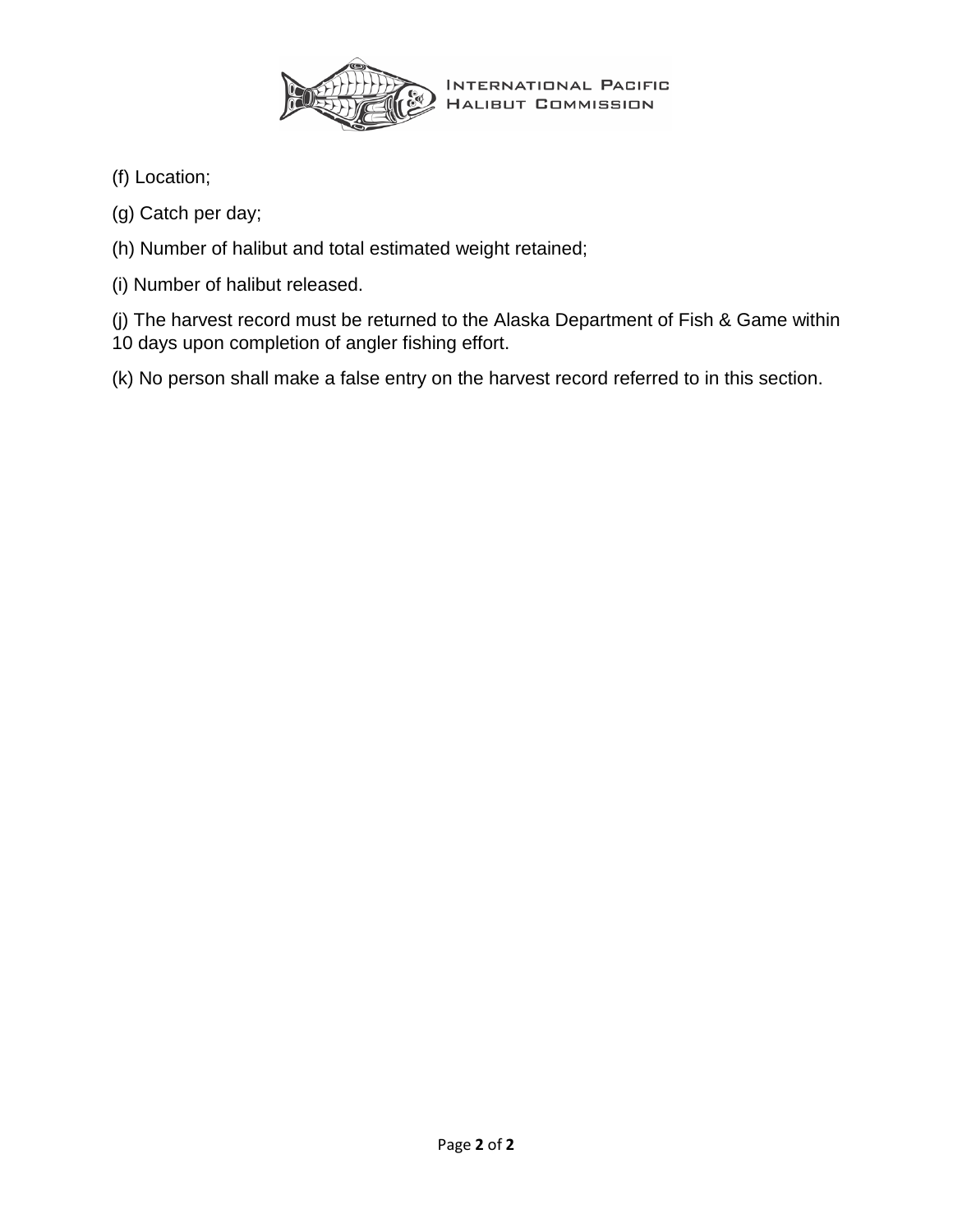(f) Location;

(g) Catch per day;

(h) Number of halibut and total estimated weight retained;

(i) Number of halibut released.

(j) The harvest record must be returned to the Alaska Department of Fish & Game within 10 days upon completion of angler fishing effort.

(k) No person shall make a false entry on the harvest record referred to in this section.